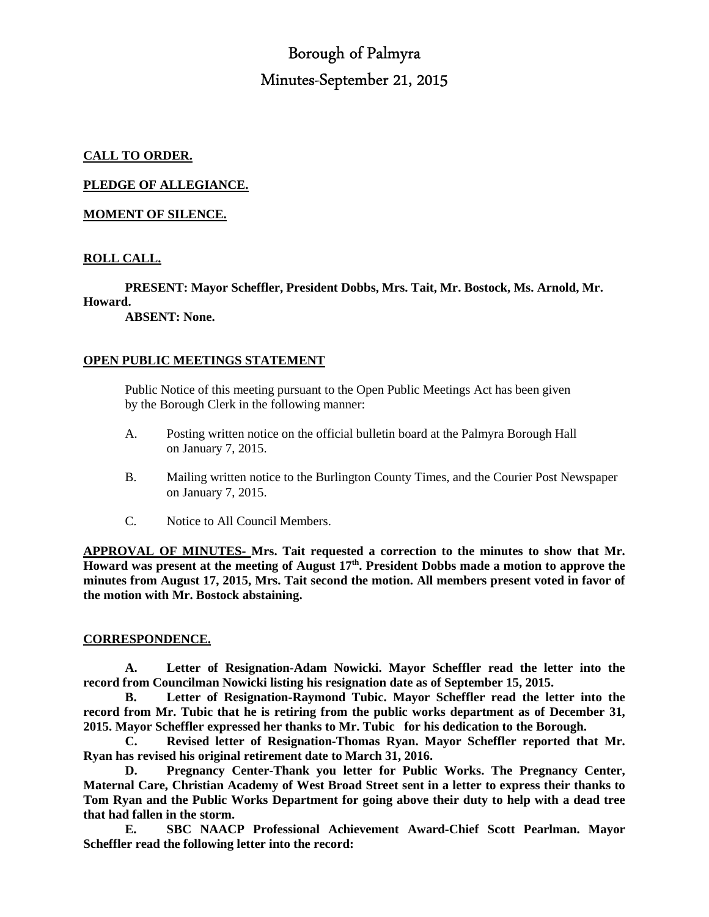# Borough of Palmyra

## Minutes-September 21, 2015

**CALL TO ORDER.**

**PLEDGE OF ALLEGIANCE.**

**MOMENT OF SILENCE.**

**ROLL CALL.**

**PRESENT: Mayor Scheffler, President Dobbs, Mrs. Tait, Mr. Bostock, Ms. Arnold, Mr. Howard.**

**ABSENT: None.**

**OPEN PUBLIC MEETINGS STATEMENT**

Public Notice of this meeting pursuant to the Open Public Meetings Act has been given by the Borough Clerk in the following manner:

A. Posting written notice on the official bulletin board at the Palmyra Borough Hall on January 7, 2015.

B. Mailing written notice to the Burlington County Times, and the Courier Post Newspaper on January 7, 2015.

C. Notice to All Council Members.

**APPROVAL OF MINUTES- Mrs. Tait requested a correction to the minutes to show that Mr. Howard was present at the meeting of August 17th. President Dobbs made a motion to approve the minutes from August 17, 2015, Mrs. Tait second the motion. All members present voted in favor of the motion with Mr. Bostock abstaining.**

**CORRESPONDENCE.**

**A. Letter of Resignation-Adam Nowicki. Mayor Scheffler read the letter into the record from Councilman Nowicki listing his resignation date as of September 15, 2015.**

**B. Letter of Resignation-Raymond Tubic. Mayor Scheffler read the letter into the record from Mr. Tubic that he is retiring from the public works department as of December 31, 2015. Mayor Scheffler expressed her thanks to Mr. Tubic for his dedication to the Borough.**

**C. Revised letter of Resignation-Thomas Ryan. Mayor Scheffler reported that Mr. Ryan has revised his original retirement date to March 31, 2016.**

**D. Pregnancy Center-Thank you letter for Public Works. The Pregnancy Center, Maternal Care, Christian Academy of West Broad Street sent in a letter to express their thanks to Tom Ryan and the Public Works Department for going above their duty to help with a dead tree that had fallen in the storm.**

**E. SBC NAACP Professional Achievement Award-Chief Scott Pearlman. Mayor Scheffler read the following letter into the record:**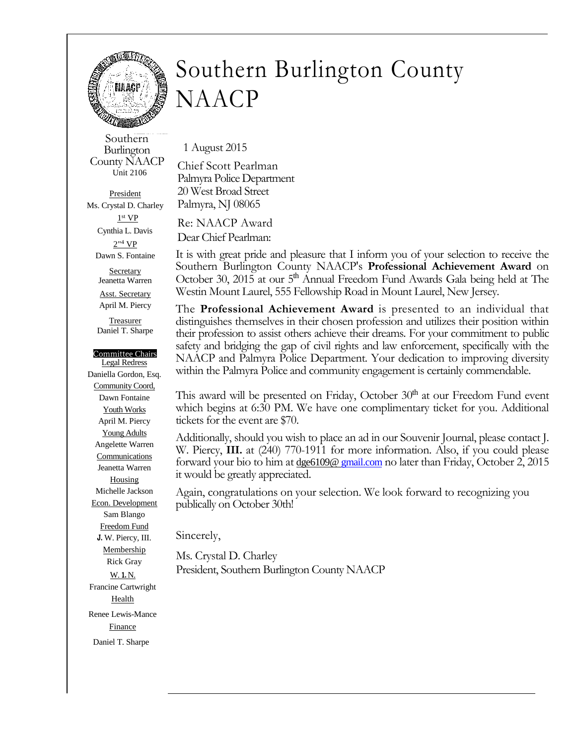# Southern Burlington County NAACP

Southern Burlington County NAACP
Unit 2106

President
Ms. Crystal D. Charley

1st VP
Cynthia L. Davis

2nd VP
Dawn S. Fontaine

Secretary
Jeanetta Warren

Asst. Secretary
April M. Piercy

Treasurer
Daniel T. Sharpe

Committee Chairs

Legal Redress
Daniella Gordon, Esq.

Community Coord.
Dawn Fontaine

Youth Works
April M. Piercy

Young Adults
Angelette Warren

Communications
Jeanetta Warren

Housing
Michelle Jackson

Econ. Development
Sam Blango

Freedom Fund
J. W. Piercy, III.

Membership
Rick Gray

W. I. N.
Francine Cartwright

Health
Renee Lewis-Mance

Finance
Daniel T. Sharpe

---

1 August 2015

Chief Scott Pearlman
Palmyra Police Department
20 West Broad Street
Palmyra, NJ 08065

Re: NAACP Award

Dear Chief Pearlman:

It is with great pride and pleasure that I inform you of your selection to receive the Southern Burlington County NAACP's **Professional Achievement Award** on October 30, 2015 at our 5th Annual Freedom Fund Awards Gala being held at The Westin Mount Laurel, 555 Fellowship Road in Mount Laurel, New Jersey.

The **Professional Achievement Award** is presented to an individual that distinguishes themselves in their chosen profession and utilizes their position within their profession to assist others achieve their dreams. For your commitment to public safety and bridging the gap of civil rights and law enforcement, specifically with the NAACP and Palmyra Police Department. Your dedication to improving diversity within the Palmyra Police and community engagement is certainly commendable.

This award will be presented on Friday, October 30th at our Freedom Fund event which begins at 6:30 PM. We have one complimentary ticket for you. Additional tickets for the event are $70.

Additionally, should you wish to place an ad in our Souvenir Journal, please contact J. W. Piercy, **III.** at (240) 770-1911 for more information. Also, if you could please forward your bio to him at dge6109@ gmail.com no later than Friday, October 2, 2015 it would be greatly appreciated.

Again, congratulations on your selection. We look forward to recognizing you publically on October 30th!

Sincerely,

Ms. Crystal D. Charley
President, Southern Burlington County NAACP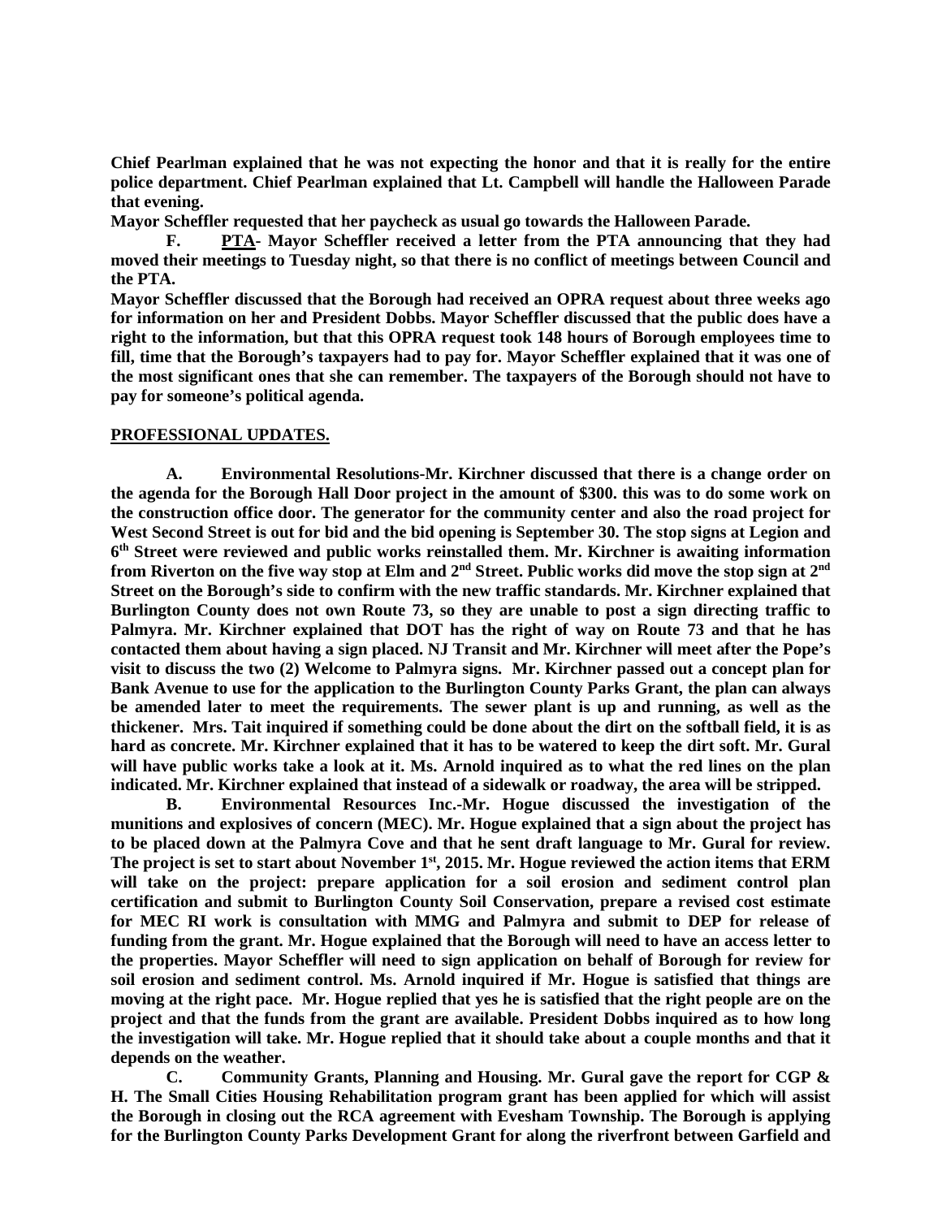**Chief Pearlman explained that he was not expecting the honor and that it is really for the entire police department. Chief Pearlman explained that Lt. Campbell will handle the Halloween Parade that evening.**

**Mayor Scheffler requested that her paycheck as usual go towards the Halloween Parade.**

**F. PTA- Mayor Scheffler received a letter from the PTA announcing that they had moved their meetings to Tuesday night, so that there is no conflict of meetings between Council and the PTA.**

**Mayor Scheffler discussed that the Borough had received an OPRA request about three weeks ago for information on her and President Dobbs. Mayor Scheffler discussed that the public does have a right to the information, but that this OPRA request took 148 hours of Borough employees time to fill, time that the Borough's taxpayers had to pay for. Mayor Scheffler explained that it was one of the most significant ones that she can remember. The taxpayers of the Borough should not have to pay for someone's political agenda.**

**PROFESSIONAL UPDATES.**

**A. Environmental Resolutions-Mr. Kirchner discussed that there is a change order on the agenda for the Borough Hall Door project in the amount of $300. this was to do some work on the construction office door. The generator for the community center and also the road project for West Second Street is out for bid and the bid opening is September 30. The stop signs at Legion and 6th Street were reviewed and public works reinstalled them. Mr. Kirchner is awaiting information from Riverton on the five way stop at Elm and 2nd Street. Public works did move the stop sign at 2nd Street on the Borough's side to confirm with the new traffic standards. Mr. Kirchner explained that Burlington County does not own Route 73, so they are unable to post a sign directing traffic to Palmyra. Mr. Kirchner explained that DOT has the right of way on Route 73 and that he has contacted them about having a sign placed. NJ Transit and Mr. Kirchner will meet after the Pope's visit to discuss the two (2) Welcome to Palmyra signs. Mr. Kirchner passed out a concept plan for Bank Avenue to use for the application to the Burlington County Parks Grant, the plan can always be amended later to meet the requirements. The sewer plant is up and running, as well as the thickener. Mrs. Tait inquired if something could be done about the dirt on the softball field, it is as hard as concrete. Mr. Kirchner explained that it has to be watered to keep the dirt soft. Mr. Gural will have public works take a look at it. Ms. Arnold inquired as to what the red lines on the plan indicated. Mr. Kirchner explained that instead of a sidewalk or roadway, the area will be stripped.**

**B. Environmental Resources Inc.-Mr. Hogue discussed the investigation of the munitions and explosives of concern (MEC). Mr. Hogue explained that a sign about the project has to be placed down at the Palmyra Cove and that he sent draft language to Mr. Gural for review. The project is set to start about November 1st, 2015. Mr. Hogue reviewed the action items that ERM will take on the project: prepare application for a soil erosion and sediment control plan certification and submit to Burlington County Soil Conservation, prepare a revised cost estimate for MEC RI work is consultation with MMG and Palmyra and submit to DEP for release of funding from the grant. Mr. Hogue explained that the Borough will need to have an access letter to the properties. Mayor Scheffler will need to sign application on behalf of Borough for review for soil erosion and sediment control. Ms. Arnold inquired if Mr. Hogue is satisfied that things are moving at the right pace. Mr. Hogue replied that yes he is satisfied that the right people are on the project and that the funds from the grant are available. President Dobbs inquired as to how long the investigation will take. Mr. Hogue replied that it should take about a couple months and that it depends on the weather.**

**C. Community Grants, Planning and Housing. Mr. Gural gave the report for CGP & H. The Small Cities Housing Rehabilitation program grant has been applied for which will assist the Borough in closing out the RCA agreement with Evesham Township. The Borough is applying for the Burlington County Parks Development Grant for along the riverfront between Garfield and**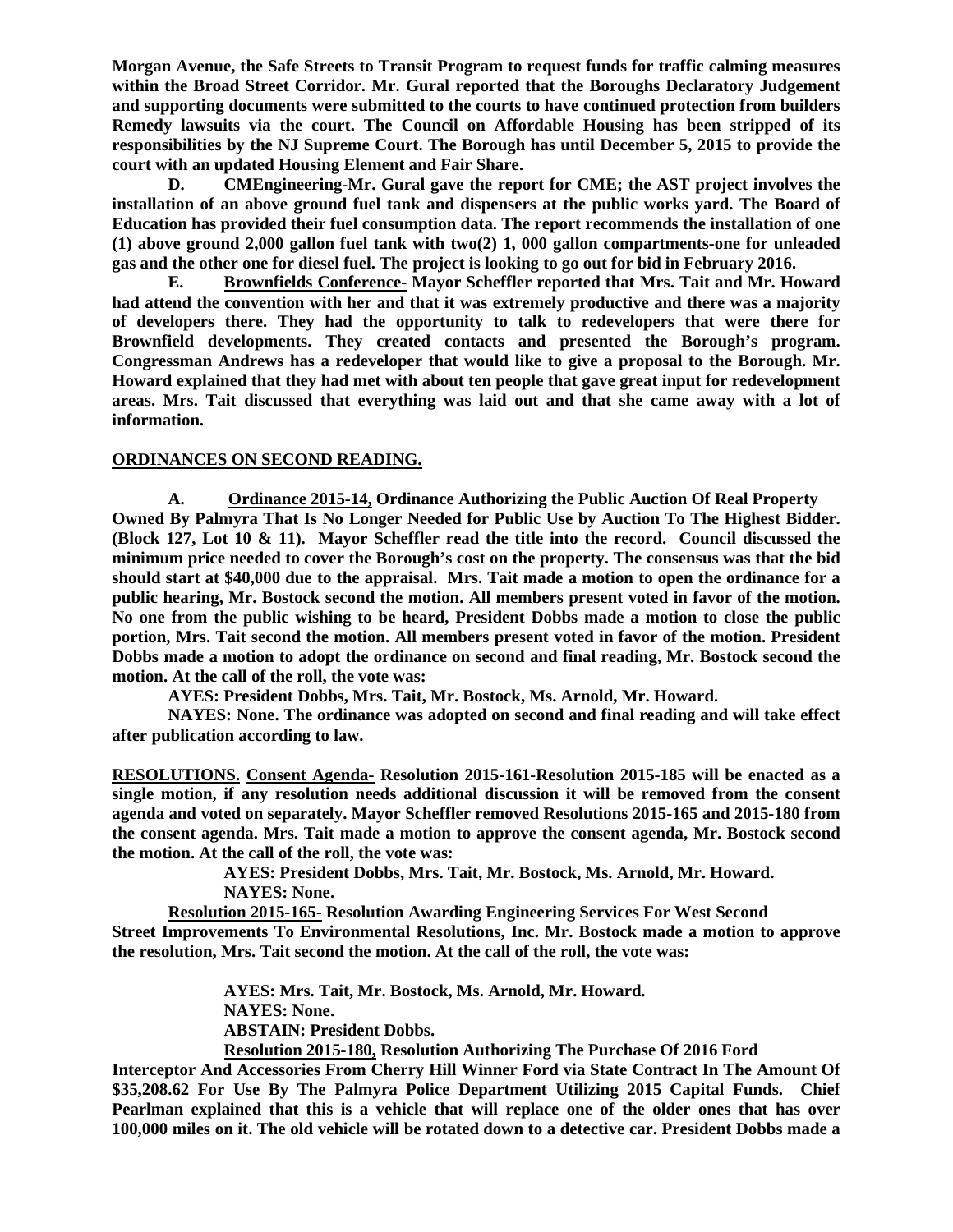**Morgan Avenue, the Safe Streets to Transit Program to request funds for traffic calming measures within the Broad Street Corridor. Mr. Gural reported that the Boroughs Declaratory Judgement and supporting documents were submitted to the courts to have continued protection from builders Remedy lawsuits via the court. The Council on Affordable Housing has been stripped of its responsibilities by the NJ Supreme Court. The Borough has until December 5, 2015 to provide the court with an updated Housing Element and Fair Share.**

**D. CMEngineering-Mr. Gural gave the report for CME; the AST project involves the installation of an above ground fuel tank and dispensers at the public works yard. The Board of Education has provided their fuel consumption data. The report recommends the installation of one (1) above ground 2,000 gallon fuel tank with two(2) 1, 000 gallon compartments-one for unleaded gas and the other one for diesel fuel. The project is looking to go out for bid in February 2016.**

**E. <u>Brownfields Conference-</u> Mayor Scheffler reported that Mrs. Tait and Mr. Howard had attend the convention with her and that it was extremely productive and there was a majority of developers there. They had the opportunity to talk to redevelopers that were there for Brownfield developments. They created contacts and presented the Borough's program. Congressman Andrews has a redeveloper that would like to give a proposal to the Borough. Mr. Howard explained that they had met with about ten people that gave great input for redevelopment areas. Mrs. Tait discussed that everything was laid out and that she came away with a lot of information.**

**<u>ORDINANCES ON SECOND READING.</u>**

**A. <u>Ordinance 2015-14,</u> Ordinance Authorizing the Public Auction Of Real Property Owned By Palmyra That Is No Longer Needed for Public Use by Auction To The Highest Bidder. (Block 127, Lot 10 & 11). Mayor Scheffler read the title into the record. Council discussed the minimum price needed to cover the Borough's cost on the property. The consensus was that the bid should start at $40,000 due to the appraisal. Mrs. Tait made a motion to open the ordinance for a public hearing, Mr. Bostock second the motion. All members present voted in favor of the motion. No one from the public wishing to be heard, President Dobbs made a motion to close the public portion, Mrs. Tait second the motion. All members present voted in favor of the motion. President Dobbs made a motion to adopt the ordinance on second and final reading, Mr. Bostock second the motion. At the call of the roll, the vote was:**

**AYES: President Dobbs, Mrs. Tait, Mr. Bostock, Ms. Arnold, Mr. Howard.**

**NAYES: None. The ordinance was adopted on second and final reading and will take effect after publication according to law.**

**<u>RESOLUTIONS.</u> <u>Consent Agenda-</u> Resolution 2015-161-Resolution 2015-185 will be enacted as a single motion, if any resolution needs additional discussion it will be removed from the consent agenda and voted on separately. Mayor Scheffler removed Resolutions 2015-165 and 2015-180 from the consent agenda. Mrs. Tait made a motion to approve the consent agenda, Mr. Bostock second the motion. At the call of the roll, the vote was:**

**AYES: President Dobbs, Mrs. Tait, Mr. Bostock, Ms. Arnold, Mr. Howard.**
**NAYES: None.**

**<u>Resolution 2015-165-</u> Resolution Awarding Engineering Services For West Second Street Improvements To Environmental Resolutions, Inc. Mr. Bostock made a motion to approve the resolution, Mrs. Tait second the motion. At the call of the roll, the vote was:**

**AYES: Mrs. Tait, Mr. Bostock, Ms. Arnold, Mr. Howard.**
**NAYES: None.**
**ABSTAIN: President Dobbs.**

**<u>Resolution 2015-180,</u> Resolution Authorizing The Purchase Of 2016 Ford Interceptor And Accessories From Cherry Hill Winner Ford via State Contract In The Amount Of $35,208.62 For Use By The Palmyra Police Department Utilizing 2015 Capital Funds. Chief Pearlman explained that this is a vehicle that will replace one of the older ones that has over 100,000 miles on it. The old vehicle will be rotated down to a detective car. President Dobbs made a**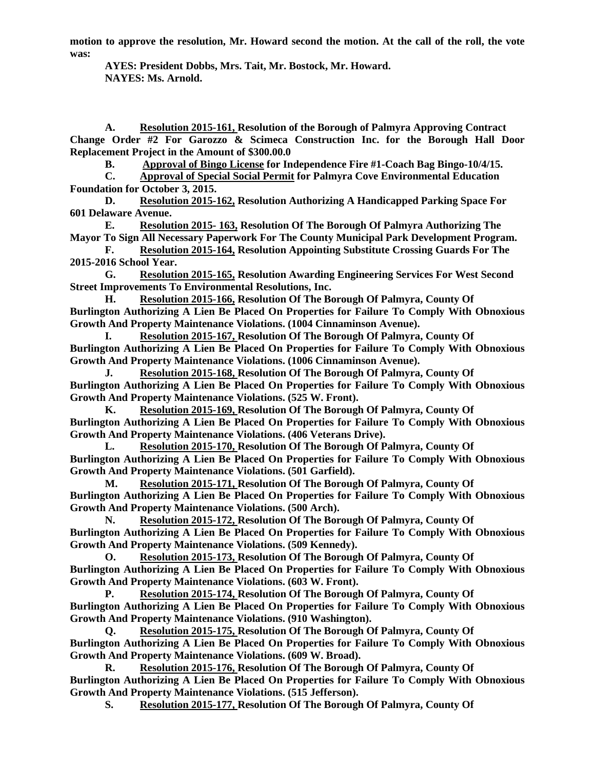**motion to approve the resolution, Mr. Howard second the motion. At the call of the roll, the vote was:**

**AYES: President Dobbs, Mrs. Tait, Mr. Bostock, Mr. Howard.**
**NAYES: Ms. Arnold.**

**A. Resolution 2015-161, Resolution of the Borough of Palmyra Approving Contract Change Order #2 For Garozzo & Scimeca Construction Inc. for the Borough Hall Door Replacement Project in the Amount of $300.00.0**

**B. Approval of Bingo License for Independence Fire #1-Coach Bag Bingo-10/4/15.**

**C. Approval of Special Social Permit for Palmyra Cove Environmental Education Foundation for October 3, 2015.**

**D. Resolution 2015-162, Resolution Authorizing A Handicapped Parking Space For 601 Delaware Avenue.**

**E. Resolution 2015- 163, Resolution Of The Borough Of Palmyra Authorizing The Mayor To Sign All Necessary Paperwork For The County Municipal Park Development Program.**

**F. Resolution 2015-164, Resolution Appointing Substitute Crossing Guards For The 2015-2016 School Year.**

**G. Resolution 2015-165, Resolution Awarding Engineering Services For West Second Street Improvements To Environmental Resolutions, Inc.**

**H. Resolution 2015-166, Resolution Of The Borough Of Palmyra, County Of Burlington Authorizing A Lien Be Placed On Properties for Failure To Comply With Obnoxious Growth And Property Maintenance Violations. (1004 Cinnaminson Avenue).**

**I. Resolution 2015-167, Resolution Of The Borough Of Palmyra, County Of Burlington Authorizing A Lien Be Placed On Properties for Failure To Comply With Obnoxious Growth And Property Maintenance Violations. (1006 Cinnaminson Avenue).**

**J. Resolution 2015-168, Resolution Of The Borough Of Palmyra, County Of Burlington Authorizing A Lien Be Placed On Properties for Failure To Comply With Obnoxious Growth And Property Maintenance Violations. (525 W. Front).**

**K. Resolution 2015-169, Resolution Of The Borough Of Palmyra, County Of Burlington Authorizing A Lien Be Placed On Properties for Failure To Comply With Obnoxious Growth And Property Maintenance Violations. (406 Veterans Drive).**

**L. Resolution 2015-170, Resolution Of The Borough Of Palmyra, County Of Burlington Authorizing A Lien Be Placed On Properties for Failure To Comply With Obnoxious Growth And Property Maintenance Violations. (501 Garfield).**

**M. Resolution 2015-171, Resolution Of The Borough Of Palmyra, County Of Burlington Authorizing A Lien Be Placed On Properties for Failure To Comply With Obnoxious Growth And Property Maintenance Violations. (500 Arch).**

**N. Resolution 2015-172, Resolution Of The Borough Of Palmyra, County Of Burlington Authorizing A Lien Be Placed On Properties for Failure To Comply With Obnoxious Growth And Property Maintenance Violations. (509 Kennedy).**

**O. Resolution 2015-173, Resolution Of The Borough Of Palmyra, County Of Burlington Authorizing A Lien Be Placed On Properties for Failure To Comply With Obnoxious Growth And Property Maintenance Violations. (603 W. Front).**

**P. Resolution 2015-174, Resolution Of The Borough Of Palmyra, County Of Burlington Authorizing A Lien Be Placed On Properties for Failure To Comply With Obnoxious Growth And Property Maintenance Violations. (910 Washington).**

**Q. Resolution 2015-175, Resolution Of The Borough Of Palmyra, County Of Burlington Authorizing A Lien Be Placed On Properties for Failure To Comply With Obnoxious Growth And Property Maintenance Violations. (609 W. Broad).**

**R. Resolution 2015-176, Resolution Of The Borough Of Palmyra, County Of Burlington Authorizing A Lien Be Placed On Properties for Failure To Comply With Obnoxious Growth And Property Maintenance Violations. (515 Jefferson).**

**S. Resolution 2015-177, Resolution Of The Borough Of Palmyra, County Of**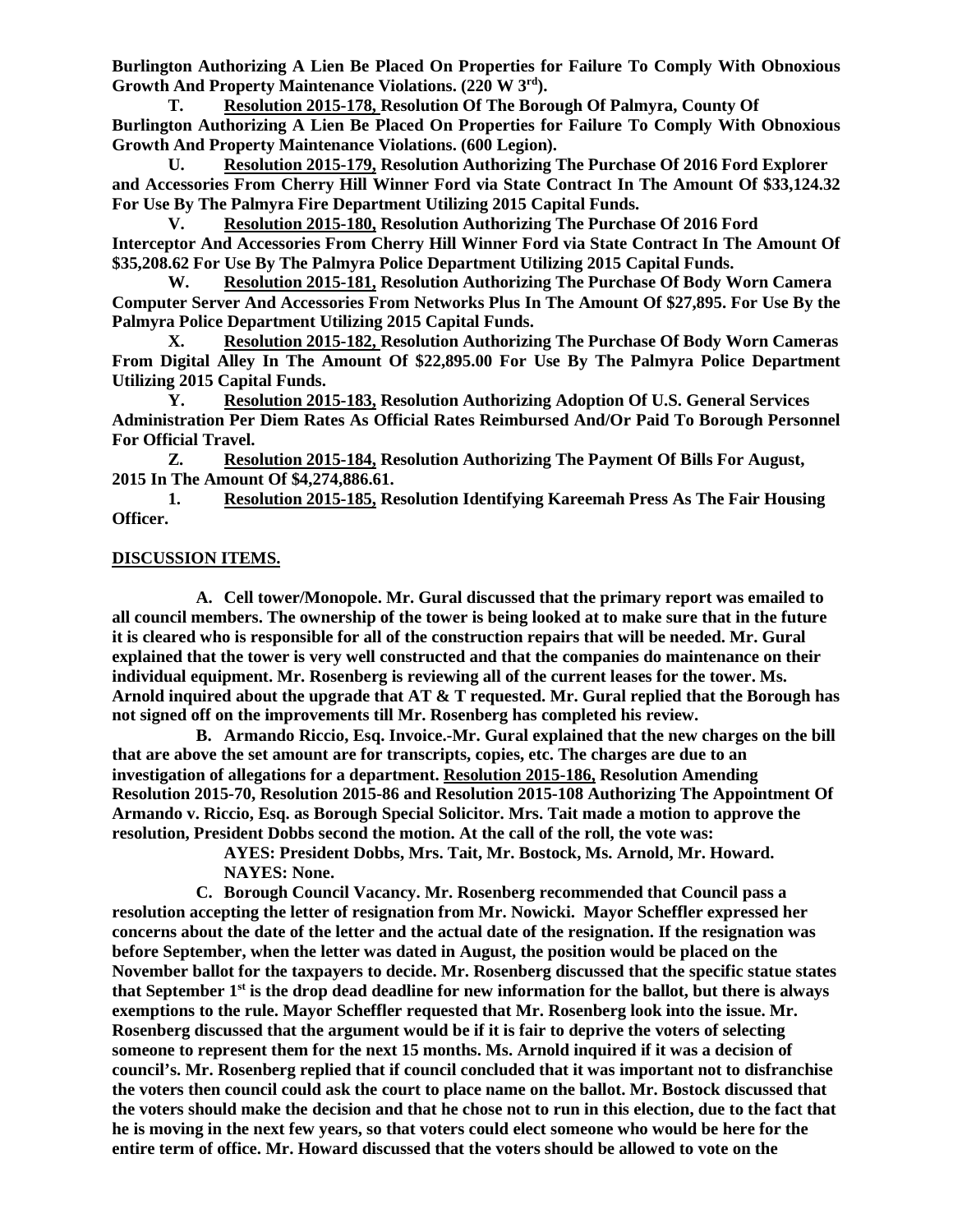**Burlington Authorizing A Lien Be Placed On Properties for Failure To Comply With Obnoxious Growth And Property Maintenance Violations. (220 W 3rd).**

**T. Resolution 2015-178, Resolution Of The Borough Of Palmyra, County Of Burlington Authorizing A Lien Be Placed On Properties for Failure To Comply With Obnoxious Growth And Property Maintenance Violations. (600 Legion).**

**U. Resolution 2015-179, Resolution Authorizing The Purchase Of 2016 Ford Explorer and Accessories From Cherry Hill Winner Ford via State Contract In The Amount Of $33,124.32 For Use By The Palmyra Fire Department Utilizing 2015 Capital Funds.**

**V. Resolution 2015-180, Resolution Authorizing The Purchase Of 2016 Ford Interceptor And Accessories From Cherry Hill Winner Ford via State Contract In The Amount Of $35,208.62 For Use By The Palmyra Police Department Utilizing 2015 Capital Funds.**

**W. Resolution 2015-181, Resolution Authorizing The Purchase Of Body Worn Camera Computer Server And Accessories From Networks Plus In The Amount Of $27,895. For Use By the Palmyra Police Department Utilizing 2015 Capital Funds.**

**X. Resolution 2015-182, Resolution Authorizing The Purchase Of Body Worn Cameras From Digital Alley In The Amount Of $22,895.00 For Use By The Palmyra Police Department Utilizing 2015 Capital Funds.**

**Y. Resolution 2015-183, Resolution Authorizing Adoption Of U.S. General Services Administration Per Diem Rates As Official Rates Reimbursed And/Or Paid To Borough Personnel For Official Travel.**

**Z. Resolution 2015-184, Resolution Authorizing The Payment Of Bills For August, 2015 In The Amount Of $4,274,886.61.**

**1. Resolution 2015-185, Resolution Identifying Kareemah Press As The Fair Housing Officer.**

**DISCUSSION ITEMS.**

**A. Cell tower/Monopole. Mr. Gural discussed that the primary report was emailed to all council members. The ownership of the tower is being looked at to make sure that in the future it is cleared who is responsible for all of the construction repairs that will be needed. Mr. Gural explained that the tower is very well constructed and that the companies do maintenance on their individual equipment. Mr. Rosenberg is reviewing all of the current leases for the tower. Ms. Arnold inquired about the upgrade that AT & T requested. Mr. Gural replied that the Borough has not signed off on the improvements till Mr. Rosenberg has completed his review.**

**B. Armando Riccio, Esq. Invoice.-Mr. Gural explained that the new charges on the bill that are above the set amount are for transcripts, copies, etc. The charges are due to an investigation of allegations for a department. Resolution 2015-186, Resolution Amending Resolution 2015-70, Resolution 2015-86 and Resolution 2015-108 Authorizing The Appointment Of Armando v. Riccio, Esq. as Borough Special Solicitor. Mrs. Tait made a motion to approve the resolution, President Dobbs second the motion. At the call of the roll, the vote was:**

**AYES: President Dobbs, Mrs. Tait, Mr. Bostock, Ms. Arnold, Mr. Howard.**
**NAYES: None.**

**C. Borough Council Vacancy. Mr. Rosenberg recommended that Council pass a resolution accepting the letter of resignation from Mr. Nowicki. Mayor Scheffler expressed her concerns about the date of the letter and the actual date of the resignation. If the resignation was before September, when the letter was dated in August, the position would be placed on the November ballot for the taxpayers to decide. Mr. Rosenberg discussed that the specific statue states that September 1st is the drop dead deadline for new information for the ballot, but there is always exemptions to the rule. Mayor Scheffler requested that Mr. Rosenberg look into the issue. Mr. Rosenberg discussed that the argument would be if it is fair to deprive the voters of selecting someone to represent them for the next 15 months. Ms. Arnold inquired if it was a decision of council's. Mr. Rosenberg replied that if council concluded that it was important not to disfranchise the voters then council could ask the court to place name on the ballot. Mr. Bostock discussed that the voters should make the decision and that he chose not to run in this election, due to the fact that he is moving in the next few years, so that voters could elect someone who would be here for the entire term of office. Mr. Howard discussed that the voters should be allowed to vote on the**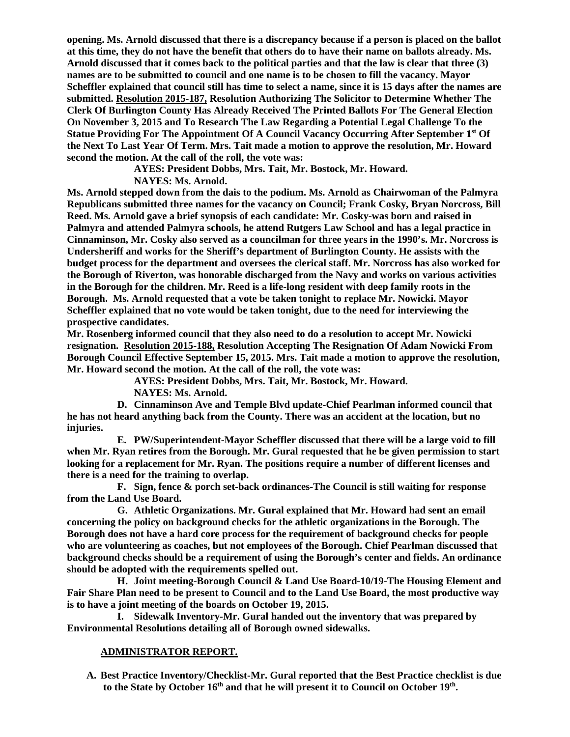**opening. Ms. Arnold discussed that there is a discrepancy because if a person is placed on the ballot at this time, they do not have the benefit that others do to have their name on ballots already. Ms. Arnold discussed that it comes back to the political parties and that the law is clear that three (3) names are to be submitted to council and one name is to be chosen to fill the vacancy. Mayor Scheffler explained that council still has time to select a name, since it is 15 days after the names are submitted. <u>Resolution 2015-187,</u> Resolution Authorizing The Solicitor to Determine Whether The Clerk Of Burlington County Has Already Received The Printed Ballots For The General Election On November 3, 2015 and To Research The Law Regarding a Potential Legal Challenge To the Statue Providing For The Appointment Of A Council Vacancy Occurring After September 1st Of the Next To Last Year Of Term. Mrs. Tait made a motion to approve the resolution, Mr. Howard second the motion. At the call of the roll, the vote was:**

**AYES: President Dobbs, Mrs. Tait, Mr. Bostock, Mr. Howard.**
**NAYES: Ms. Arnold.**

**Ms. Arnold stepped down from the dais to the podium. Ms. Arnold as Chairwoman of the Palmyra Republicans submitted three names for the vacancy on Council; Frank Cosky, Bryan Norcross, Bill Reed. Ms. Arnold gave a brief synopsis of each candidate: Mr. Cosky-was born and raised in Palmyra and attended Palmyra schools, he attend Rutgers Law School and has a legal practice in Cinnaminson, Mr. Cosky also served as a councilman for three years in the 1990's. Mr. Norcross is Undersheriff and works for the Sheriff's department of Burlington County. He assists with the budget process for the department and oversees the clerical staff. Mr. Norcross has also worked for the Borough of Riverton, was honorable discharged from the Navy and works on various activities in the Borough for the children. Mr. Reed is a life-long resident with deep family roots in the Borough. Ms. Arnold requested that a vote be taken tonight to replace Mr. Nowicki. Mayor Scheffler explained that no vote would be taken tonight, due to the need for interviewing the prospective candidates.**

**Mr. Rosenberg informed council that they also need to do a resolution to accept Mr. Nowicki resignation. <u>Resolution 2015-188,</u> Resolution Accepting The Resignation Of Adam Nowicki From Borough Council Effective September 15, 2015. Mrs. Tait made a motion to approve the resolution, Mr. Howard second the motion. At the call of the roll, the vote was:**

**AYES: President Dobbs, Mrs. Tait, Mr. Bostock, Mr. Howard.**
**NAYES: Ms. Arnold.**

**D. Cinnaminson Ave and Temple Blvd update-Chief Pearlman informed council that he has not heard anything back from the County. There was an accident at the location, but no injuries.**

**E. PW/Superintendent-Mayor Scheffler discussed that there will be a large void to fill when Mr. Ryan retires from the Borough. Mr. Gural requested that he be given permission to start looking for a replacement for Mr. Ryan. The positions require a number of different licenses and there is a need for the training to overlap.**

**F. Sign, fence & porch set-back ordinances-The Council is still waiting for response from the Land Use Board.**

**G. Athletic Organizations. Mr. Gural explained that Mr. Howard had sent an email concerning the policy on background checks for the athletic organizations in the Borough. The Borough does not have a hard core process for the requirement of background checks for people who are volunteering as coaches, but not employees of the Borough. Chief Pearlman discussed that background checks should be a requirement of using the Borough's center and fields. An ordinance should be adopted with the requirements spelled out.**

**H. Joint meeting-Borough Council & Land Use Board-10/19-The Housing Element and Fair Share Plan need to be present to Council and to the Land Use Board, the most productive way is to have a joint meeting of the boards on October 19, 2015.**

**I. Sidewalk Inventory-Mr. Gural handed out the inventory that was prepared by Environmental Resolutions detailing all of Borough owned sidewalks.**

## <u>ADMINISTRATOR REPORT.</u>

**A. Best Practice Inventory/Checklist-Mr. Gural reported that the Best Practice checklist is due to the State by October 16th and that he will present it to Council on October 19th.**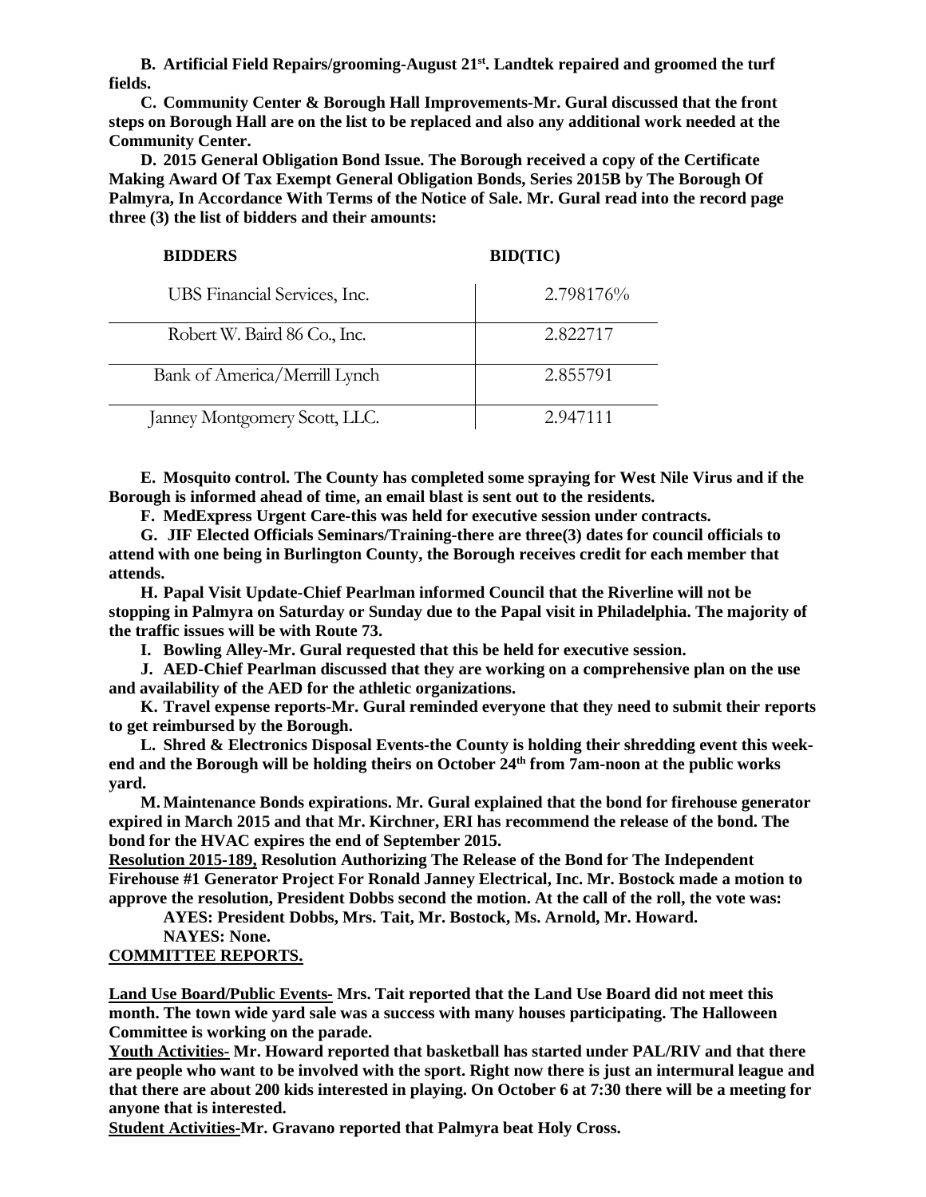**B. Artificial Field Repairs/grooming-August 21st. Landtek repaired and groomed the turf fields.**

**C. Community Center & Borough Hall Improvements-Mr. Gural discussed that the front steps on Borough Hall are on the list to be replaced and also any additional work needed at the Community Center.**

**D. 2015 General Obligation Bond Issue. The Borough received a copy of the Certificate Making Award Of Tax Exempt General Obligation Bonds, Series 2015B by The Borough Of Palmyra, In Accordance With Terms of the Notice of Sale. Mr. Gural read into the record page three (3) the list of bidders and their amounts:**

| BIDDERS | BID(TIC) |
|---|---|
| UBS Financial Services, Inc. | 2.798176% |
| Robert W. Baird 86 Co., Inc. | 2.822717 |
| Bank of America/Merrill Lynch | 2.855791 |
| Janney Montgomery Scott, LLC. | 2.947111 |

**E. Mosquito control. The County has completed some spraying for West Nile Virus and if the Borough is informed ahead of time, an email blast is sent out to the residents.**

**F. MedExpress Urgent Care-this was held for executive session under contracts.**

**G. JIF Elected Officials Seminars/Training-there are three(3) dates for council officials to attend with one being in Burlington County, the Borough receives credit for each member that attends.**

**H. Papal Visit Update-Chief Pearlman informed Council that the Riverline will not be stopping in Palmyra on Saturday or Sunday due to the Papal visit in Philadelphia. The majority of the traffic issues will be with Route 73.**

**I. Bowling Alley-Mr. Gural requested that this be held for executive session.**

**J. AED-Chief Pearlman discussed that they are working on a comprehensive plan on the use and availability of the AED for the athletic organizations.**

**K. Travel expense reports-Mr. Gural reminded everyone that they need to submit their reports to get reimbursed by the Borough.**

**L. Shred & Electronics Disposal Events-the County is holding their shredding event this week-end and the Borough will be holding theirs on October 24th from 7am-noon at the public works yard.**

**M. Maintenance Bonds expirations. Mr. Gural explained that the bond for firehouse generator expired in March 2015 and that Mr. Kirchner, ERI has recommend the release of the bond. The bond for the HVAC expires the end of September 2015.**

**<u>Resolution 2015-189,</u> Resolution Authorizing The Release of the Bond for The Independent Firehouse #1 Generator Project For Ronald Janney Electrical, Inc. Mr. Bostock made a motion to approve the resolution, President Dobbs second the motion. At the call of the roll, the vote was:**

**AYES: President Dobbs, Mrs. Tait, Mr. Bostock, Ms. Arnold, Mr. Howard.**

**NAYES: None.**

**<u>COMMITTEE REPORTS.</u>**

**<u>Land Use Board/Public Events-</u> Mrs. Tait reported that the Land Use Board did not meet this month. The town wide yard sale was a success with many houses participating. The Halloween Committee is working on the parade.**

**<u>Youth Activities-</u> Mr. Howard reported that basketball has started under PAL/RIV and that there are people who want to be involved with the sport. Right now there is just an intermural league and that there are about 200 kids interested in playing. On October 6 at 7:30 there will be a meeting for anyone that is interested.**

**<u>Student Activities-</u>Mr. Gravano reported that Palmyra beat Holy Cross.**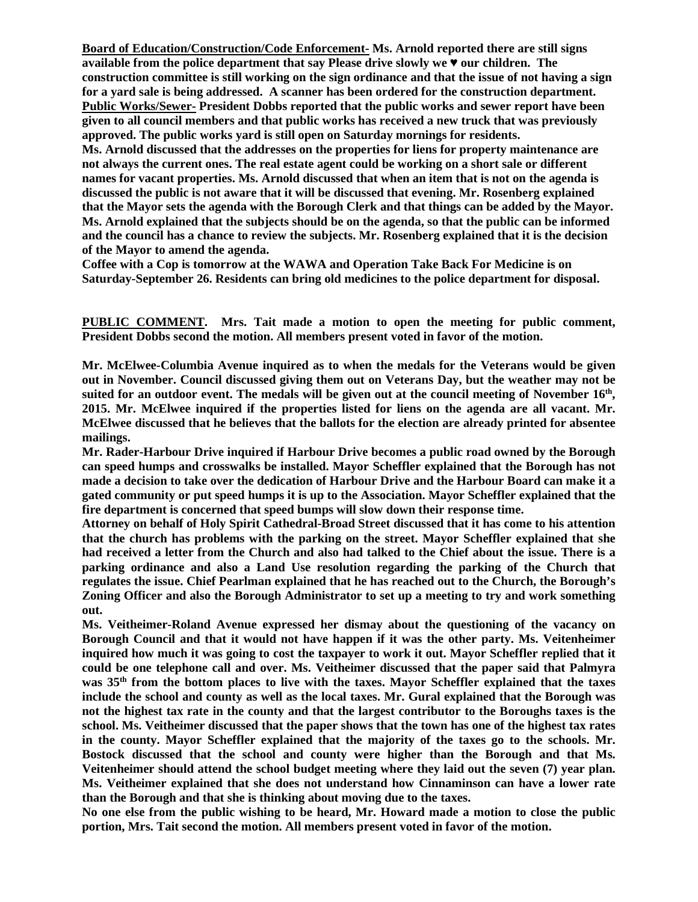**Board of Education/Construction/Code Enforcement- Ms. Arnold reported there are still signs available from the police department that say Please drive slowly we ♥ our children. The construction committee is still working on the sign ordinance and that the issue of not having a sign for a yard sale is being addressed. A scanner has been ordered for the construction department.**

**Public Works/Sewer- President Dobbs reported that the public works and sewer report have been given to all council members and that public works has received a new truck that was previously approved. The public works yard is still open on Saturday mornings for residents.**

**Ms. Arnold discussed that the addresses on the properties for liens for property maintenance are not always the current ones. The real estate agent could be working on a short sale or different names for vacant properties. Ms. Arnold discussed that when an item that is not on the agenda is discussed the public is not aware that it will be discussed that evening. Mr. Rosenberg explained that the Mayor sets the agenda with the Borough Clerk and that things can be added by the Mayor. Ms. Arnold explained that the subjects should be on the agenda, so that the public can be informed and the council has a chance to review the subjects. Mr. Rosenberg explained that it is the decision of the Mayor to amend the agenda.**

**Coffee with a Cop is tomorrow at the WAWA and Operation Take Back For Medicine is on Saturday-September 26. Residents can bring old medicines to the police department for disposal.**

**PUBLIC COMMENT. Mrs. Tait made a motion to open the meeting for public comment, President Dobbs second the motion. All members present voted in favor of the motion.**

**Mr. McElwee-Columbia Avenue inquired as to when the medals for the Veterans would be given out in November. Council discussed giving them out on Veterans Day, but the weather may not be suited for an outdoor event. The medals will be given out at the council meeting of November 16th, 2015. Mr. McElwee inquired if the properties listed for liens on the agenda are all vacant. Mr. McElwee discussed that he believes that the ballots for the election are already printed for absentee mailings.**

**Mr. Rader-Harbour Drive inquired if Harbour Drive becomes a public road owned by the Borough can speed humps and crosswalks be installed. Mayor Scheffler explained that the Borough has not made a decision to take over the dedication of Harbour Drive and the Harbour Board can make it a gated community or put speed humps it is up to the Association. Mayor Scheffler explained that the fire department is concerned that speed bumps will slow down their response time.**

**Attorney on behalf of Holy Spirit Cathedral-Broad Street discussed that it has come to his attention that the church has problems with the parking on the street. Mayor Scheffler explained that she had received a letter from the Church and also had talked to the Chief about the issue. There is a parking ordinance and also a Land Use resolution regarding the parking of the Church that regulates the issue. Chief Pearlman explained that he has reached out to the Church, the Borough's Zoning Officer and also the Borough Administrator to set up a meeting to try and work something out.**

**Ms. Veitheimer-Roland Avenue expressed her dismay about the questioning of the vacancy on Borough Council and that it would not have happen if it was the other party. Ms. Veitenheimer inquired how much it was going to cost the taxpayer to work it out. Mayor Scheffler replied that it could be one telephone call and over. Ms. Veitheimer discussed that the paper said that Palmyra was 35th from the bottom places to live with the taxes. Mayor Scheffler explained that the taxes include the school and county as well as the local taxes. Mr. Gural explained that the Borough was not the highest tax rate in the county and that the largest contributor to the Boroughs taxes is the school. Ms. Veitheimer discussed that the paper shows that the town has one of the highest tax rates in the county. Mayor Scheffler explained that the majority of the taxes go to the schools. Mr. Bostock discussed that the school and county were higher than the Borough and that Ms. Veitenheimer should attend the school budget meeting where they laid out the seven (7) year plan. Ms. Veitheimer explained that she does not understand how Cinnaminson can have a lower rate than the Borough and that she is thinking about moving due to the taxes.**

**No one else from the public wishing to be heard, Mr. Howard made a motion to close the public portion, Mrs. Tait second the motion. All members present voted in favor of the motion.**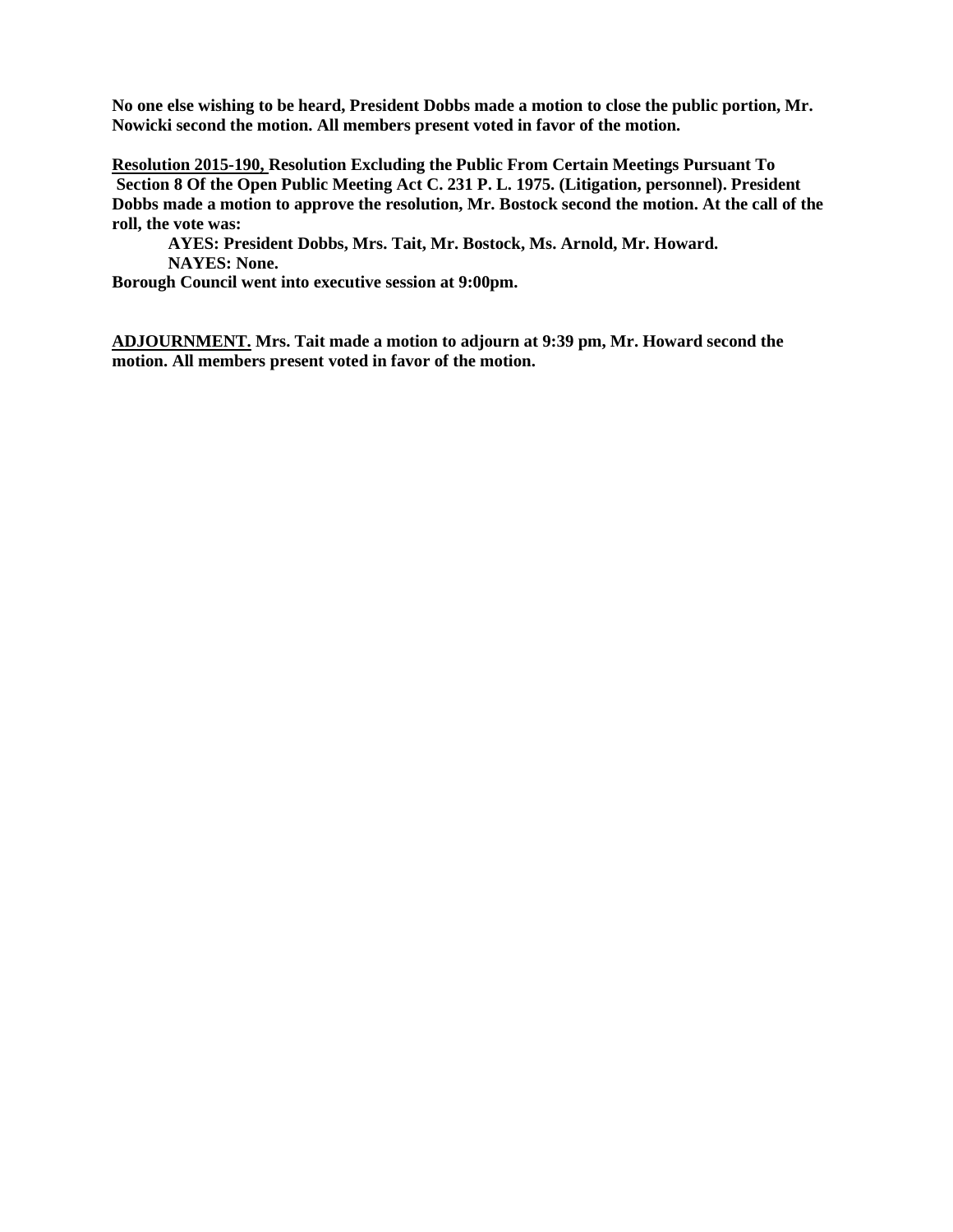**No one else wishing to be heard, President Dobbs made a motion to close the public portion, Mr. Nowicki second the motion. All members present voted in favor of the motion.**

**<u>Resolution 2015-190,</u> Resolution Excluding the Public From Certain Meetings Pursuant To Section 8 Of the Open Public Meeting Act C. 231 P. L. 1975. (Litigation, personnel). President Dobbs made a motion to approve the resolution, Mr. Bostock second the motion. At the call of the roll, the vote was:**

**AYES: President Dobbs, Mrs. Tait, Mr. Bostock, Ms. Arnold, Mr. Howard.**
**NAYES: None.**

**Borough Council went into executive session at 9:00pm.**

**<u>ADJOURNMENT.</u> Mrs. Tait made a motion to adjourn at 9:39 pm, Mr. Howard second the motion. All members present voted in favor of the motion.**